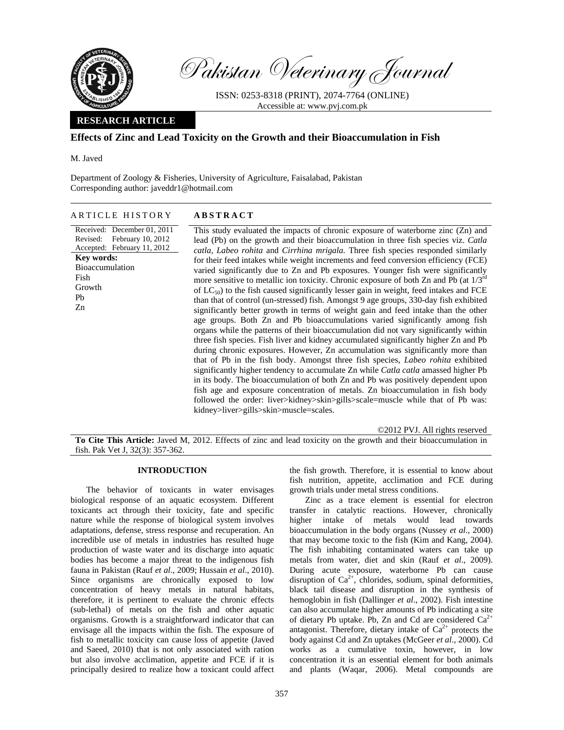Pakistan Veterinary Journal

ISSN: 0253-8318 (PRINT), 2074-7764 (ONLINE)
Accessible at: www.pvj.com.pk

**RESEARCH ARTICLE**

# Effects of Zinc and Lead Toxicity on the Growth and their Bioaccumulation in Fish

M. Javed

Department of Zoology & Fisheries, University of Agriculture, Faisalabad, Pakistan
Corresponding author: javeddr1@hotmail.com

## ARTICLE HISTORY

Received: December 01, 2011
Revised: February 10, 2012
Accepted: February 11, 2012

**Key words:**
Bioaccumulation
Fish
Growth
Pb
Zn

## ABSTRACT

This study evaluated the impacts of chronic exposure of waterborne zinc (Zn) and lead (Pb) on the growth and their bioaccumulation in three fish species viz. *Catla catla, Labeo rohita* and *Cirrhina mrigala.* Three fish species responded similarly for their feed intakes while weight increments and feed conversion efficiency (FCE) varied significantly due to Zn and Pb exposures. Younger fish were significantly more sensitive to metallic ion toxicity. Chronic exposure of both Zn and Pb (at $1/3^{rd}$ of $LC_{50}$) to the fish caused significantly lesser gain in weight, feed intakes and FCE than that of control (un-stressed) fish. Amongst 9 age groups, 330-day fish exhibited significantly better growth in terms of weight gain and feed intake than the other age groups. Both Zn and Pb bioaccumulations varied significantly among fish organs while the patterns of their bioaccumulation did not vary significantly within three fish species. Fish liver and kidney accumulated significantly higher Zn and Pb during chronic exposures. However, Zn accumulation was significantly more than that of Pb in the fish body. Amongst three fish species, *Labeo rohita* exhibited significantly higher tendency to accumulate Zn while *Catla catla* amassed higher Pb in its body. The bioaccumulation of both Zn and Pb was positively dependent upon fish age and exposure concentration of metals. Zn bioaccumulation in fish body followed the order: liver>kidney>skin>gills>scale=muscle while that of Pb was: kidney>liver>gills>skin>muscle=scales.

©2012 PVJ. All rights reserved

**To Cite This Article:** Javed M, 2012. Effects of zinc and lead toxicity on the growth and their bioaccumulation in fish. Pak Vet J, 32(3): 357-362.

## INTRODUCTION

The behavior of toxicants in water envisages biological response of an aquatic ecosystem. Different toxicants act through their toxicity, fate and specific nature while the response of biological system involves adaptations, defense, stress response and recuperation. An incredible use of metals in industries has resulted huge production of waste water and its discharge into aquatic bodies has become a major threat to the indigenous fish fauna in Pakistan (Rauf *et al*., 2009; Hussain *et al*., 2010). Since organisms are chronically exposed to low concentration of heavy metals in natural habitats, therefore, it is pertinent to evaluate the chronic effects (sub-lethal) of metals on the fish and other aquatic organisms. Growth is a straightforward indicator that can envisage all the impacts within the fish. The exposure of fish to metallic toxicity can cause loss of appetite (Javed and Saeed, 2010) that is not only associated with ration but also involve acclimation, appetite and FCE if it is principally desired to realize how a toxicant could affect the fish growth. Therefore, it is essential to know about fish nutrition, appetite, acclimation and FCE during growth trials under metal stress conditions.

Zinc as a trace element is essential for electron transfer in catalytic reactions. However, chronically higher intake of metals would lead towards bioaccumulation in the body organs (Nussey *et al*., 2000) that may become toxic to the fish (Kim and Kang, 2004). The fish inhabiting contaminated waters can take up metals from water, diet and skin (Rauf *et al*., 2009). During acute exposure, waterborne Pb can cause disruption of $Ca^{2+}$, chlorides, sodium, spinal deformities, black tail disease and disruption in the synthesis of hemoglobin in fish (Dallinger *et al*., 2002). Fish intestine can also accumulate higher amounts of Pb indicating a site of dietary Pb uptake. Pb, Zn and Cd are considered $Ca^{2+}$ antagonist. Therefore, dietary intake of $Ca^{2+}$ protects the body against Cd and Zn uptakes (McGeer *et al*., 2000). Cd works as a cumulative toxin, however, in low concentration it is an essential element for both animals and plants (Waqar, 2006). Metal compounds are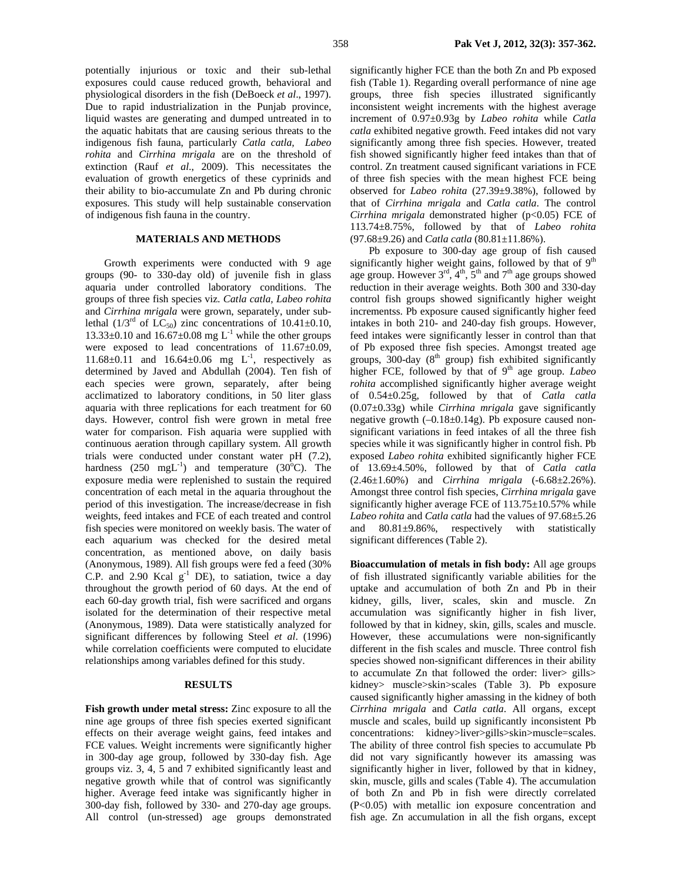potentially injurious or toxic and their sub-lethal exposures could cause reduced growth, behavioral and physiological disorders in the fish (DeBoeck *et al*., 1997). Due to rapid industrialization in the Punjab province, liquid wastes are generating and dumped untreated in to the aquatic habitats that are causing serious threats to the indigenous fish fauna, particularly *Catla catla, Labeo rohita* and *Cirrhina mrigala* are on the threshold of extinction (Rauf *et al*., 2009). This necessitates the evaluation of growth energetics of these cyprinids and their ability to bio-accumulate Zn and Pb during chronic exposures. This study will help sustainable conservation of indigenous fish fauna in the country.

## MATERIALS AND METHODS

Growth experiments were conducted with 9 age groups (90- to 330-day old) of juvenile fish in glass aquaria under controlled laboratory conditions. The groups of three fish species viz. *Catla catla, Labeo rohita* and *Cirrhina mrigala* were grown, separately, under sub-lethal (1/3$^{rd}$ of $LC_{50}$) zinc concentrations of 10.41±0.10, 13.33±0.10 and 16.67±0.08 mg $L^{-1}$ while the other groups were exposed to lead concentrations of 11.67±0.09, 11.68±0.11 and 16.64±0.06 mg $L^{-1}$, respectively as determined by Javed and Abdullah (2004). Ten fish of each species were grown, separately, after being acclimatized to laboratory conditions, in 50 liter glass aquaria with three replications for each treatment for 60 days. However, control fish were grown in metal free water for comparison. Fish aquaria were supplied with continuous aeration through capillary system. All growth trials were conducted under constant water pH (7.2), hardness (250 mg$L^{-1}$) and temperature (30$^{o}$C). The exposure media were replenished to sustain the required concentration of each metal in the aquaria throughout the period of this investigation. The increase/decrease in fish weights, feed intakes and FCE of each treated and control fish species were monitored on weekly basis. The water of each aquarium was checked for the desired metal concentration, as mentioned above, on daily basis (Anonymous, 1989). All fish groups were fed a feed (30% C.P. and 2.90 Kcal $g^{-1}$ DE), to satiation, twice a day throughout the growth period of 60 days. At the end of each 60-day growth trial, fish were sacrificed and organs isolated for the determination of their respective metal (Anonymous, 1989). Data were statistically analyzed for significant differences by following Steel *et al*. (1996) while correlation coefficients were computed to elucidate relationships among variables defined for this study.

## RESULTS

**Fish growth under metal stress:** Zinc exposure to all the nine age groups of three fish species exerted significant effects on their average weight gains, feed intakes and FCE values. Weight increments were significantly higher in 300-day age group, followed by 330-day fish. Age groups viz. 3, 4, 5 and 7 exhibited significantly least and negative growth while that of control was significantly higher. Average feed intake was significantly higher in 300-day fish, followed by 330- and 270-day age groups. All control (un-stressed) age groups demonstrated significantly higher FCE than the both Zn and Pb exposed fish (Table 1). Regarding overall performance of nine age groups, three fish species illustrated significantly inconsistent weight increments with the highest average increment of 0.97±0.93g by *Labeo rohita* while *Catla catla* exhibited negative growth. Feed intakes did not vary significantly among three fish species. However, treated fish showed significantly higher feed intakes than that of control. Zn treatment caused significant variations in FCE of three fish species with the mean highest FCE being observed for *Labeo rohita* (27.39±9.38%), followed by that of *Cirrhina mrigala* and *Catla catla*. The control *Cirrhina mrigala* demonstrated higher ($p<0.05$) FCE of 113.74±8.75%, followed by that of *Labeo rohita* (97.68±9.26) and *Catla catla* (80.81±11.86%).

Pb exposure to 300-day age group of fish caused significantly higher weight gains, followed by that of 9$^{th}$ age group. However 3$^{rd}$, 4$^{th}$, 5$^{th}$ and 7$^{th}$ age groups showed reduction in their average weights. Both 300 and 330-day control fish groups showed significantly higher weight incrementss. Pb exposure caused significantly higher feed intakes in both 210- and 240-day fish groups. However, feed intakes were significantly lesser in control than that of Pb exposed three fish species. Amongst treated age groups, 300-day (8$^{th}$ group) fish exhibited significantly higher FCE, followed by that of 9$^{th}$ age group. *Labeo rohita* accomplished significantly higher average weight of 0.54±0.25g, followed by that of *Catla catla* (0.07±0.33g) while *Cirrhina mrigala* gave significantly negative growth (–0.18±0.14g). Pb exposure caused non-significant variations in feed intakes of all the three fish species while it was significantly higher in control fish. Pb exposed *Labeo rohita* exhibited significantly higher FCE of 13.69±4.50%, followed by that of *Catla catla* (2.46±1.60%) and *Cirrhina mrigala* (-6.68±2.26%). Amongst three control fish species, *Cirrhina mrigala* gave significantly higher average FCE of 113.75±10.57% while *Labeo rohita* and *Catla catla* had the values of 97.68±5.26 and 80.81±9.86%, respectively with statistically significant differences (Table 2).

**Bioaccumulation of metals in fish body:** All age groups of fish illustrated significantly variable abilities for the uptake and accumulation of both Zn and Pb in their kidney, gills, liver, scales, skin and muscle. Zn accumulation was significantly higher in fish liver, followed by that in kidney, skin, gills, scales and muscle. However, these accumulations were non-significantly different in the fish scales and muscle. Three control fish species showed non-significant differences in their ability to accumulate Zn that followed the order: liver> gills> kidney> muscle>skin>scales (Table 3). Pb exposure caused significantly higher amassing in the kidney of both *Cirrhina mrigala* and *Catla catla*. All organs, except muscle and scales, build up significantly inconsistent Pb concentrations: kidney>liver>gills>skin>muscle=scales. The ability of three control fish species to accumulate Pb did not vary significantly however its amassing was significantly higher in liver, followed by that in kidney, skin, muscle, gills and scales (Table 4). The accumulation of both Zn and Pb in fish were directly correlated ($P<0.05$) with metallic ion exposure concentration and fish age. Zn accumulation in all the fish organs, except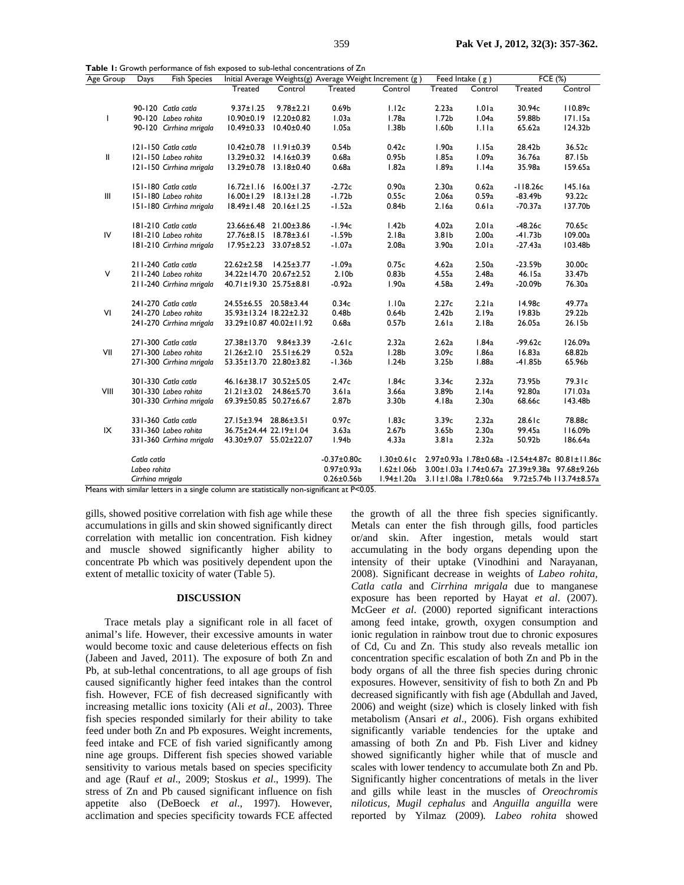**Table 1:** Growth performance of fish exposed to sub-lethal concentrations of Zn

| Age Group | Days | Fish Species | Initial Average Weights(g) | | Average Weight Increment (g) | | Feed Intake (g) | | FCE (%) | |
|---|---|---|---|---|---|---|---|---|---|---|
| | | | Treated | Control | Treated | Control | Treated | Control | Treated | Control |
| I | 90-120 | *Catla catla* | 9.37±1.25 | 9.78±2.21 | 0.69b | 1.12c | 2.23a | 1.01a | 30.94c | 110.89c |
| | 90-120 | *Labeo rohita* | 10.90±0.19 | 12.20±0.82 | 1.03a | 1.78a | 1.72b | 1.04a | 59.88b | 171.15a |
| | 90-120 | *Cirrhina mrigala* | 10.49±0.33 | 10.40±0.40 | 1.05a | 1.38b | 1.60b | 1.11a | 65.62a | 124.32b |
| II | 121-150 | *Catla catla* | 10.42±0.78 | 11.91±0.39 | 0.54b | 0.42c | 1.90a | 1.15a | 28.42b | 36.52c |
| | 121-150 | *Labeo rohita* | 13.29±0.32 | 14.16±0.39 | 0.68a | 0.95b | 1.85a | 1.09a | 36.76a | 87.15b |
| | 121-150 | *Cirrhina mrigala* | 13.29±0.78 | 13.18±0.40 | 0.68a | 1.82a | 1.89a | 1.14a | 35.98a | 159.65a |
| III | 151-180 | *Catla catla* | 16.72±1.16 | 16.00±1.37 | -2.72c | 0.90a | 2.30a | 0.62a | -118.26c | 145.16a |
| | 151-180 | *Labeo rohita* | 16.00±1.29 | 18.13±1.28 | -1.72b | 0.55c | 2.06a | 0.59a | -83.49b | 93.22c |
| | 151-180 | *Cirrhina mrigala* | 18.49±1.48 | 20.16±1.25 | -1.52a | 0.84b | 2.16a | 0.61a | -70.37a | 137.70b |
| IV | 181-210 | *Catla catla* | 23.66±6.48 | 21.00±3.86 | -1.94c | 1.42b | 4.02a | 2.01a | -48.26c | 70.65c |
| | 181-210 | *Labeo rohita* | 27.76±8.15 | 18.78±3.61 | -1.59b | 2.18a | 3.81b | 2.00a | -41.73b | 109.00a |
| | 181-210 | *Cirrhina mrigala* | 17.95±2.23 | 33.07±8.52 | -1.07a | 2.08a | 3.90a | 2.01a | -27.43a | 103.48b |
| V | 211-240 | *Catla catla* | 22.62±2.58 | 14.25±3.77 | -1.09a | 0.75c | 4.62a | 2.50a | -23.59b | 30.00c |
| | 211-240 | *Labeo rohita* | 34.22±14.70 | 20.67±2.52 | 2.10b | 0.83b | 4.55a | 2.48a | 46.15a | 33.47b |
| | 211-240 | *Cirrhina mrigala* | 40.71±19.30 | 25.75±8.81 | -0.92a | 1.90a | 4.58a | 2.49a | -20.09b | 76.30a |
| VI | 241-270 | *Catla catla* | 24.55±6.55 | 20.58±3.44 | 0.34c | 1.10a | 2.27c | 2.21a | 14.98c | 49.77a |
| | 241-270 | *Labeo rohita* | 35.93±13.24 | 18.22±2.32 | 0.48b | 0.64b | 2.42b | 2.19a | 19.83b | 29.22b |
| | 241-270 | *Cirrhina mrigala* | 33.29±10.87 | 40.02±11.92 | 0.68a | 0.57b | 2.61a | 2.18a | 26.05a | 26.15b |
| VII | 271-300 | *Catla catla* | 27.38±13.70 | 9.84±3.39 | -2.61c | 2.32a | 2.62a | 1.84a | -99.62c | 126.09a |
| | 271-300 | *Labeo rohita* | 21.26±2.10 | 25.51±6.29 | 0.52a | 1.28b | 3.09c | 1.86a | 16.83a | 68.82b |
| | 271-300 | *Cirrhina mrigala* | 53.35±13.70 | 22.80±3.82 | -1.36b | 1.24b | 3.25b | 1.88a | -41.85b | 65.96b |
| VIII | 301-330 | *Catla catla* | 46.16±38.17 | 30.52±5.05 | 2.47c | 1.84c | 3.34c | 2.32a | 73.95b | 79.31c |
| | 301-330 | *Labeo rohita* | 21.21±3.02 | 24.86±5.70 | 3.61a | 3.66a | 3.89b | 2.14a | 92.80a | 171.03a |
| | 301-330 | *Cirrhina mrigala* | 69.39±50.85 | 50.27±6.67 | 2.87b | 3.30b | 4.18a | 2.30a | 68.66c | 143.48b |
| IX | 331-360 | *Catla catla* | 27.15±3.94 | 28.86±3.51 | 0.97c | 1.83c | 3.39c | 2.32a | 28.61c | 78.88c |
| | 331-360 | *Labeo rohita* | 36.75±24.44 | 22.19±1.04 | 3.63a | 2.67b | 3.65b | 2.30a | 99.45a | 116.09b |
| | 331-360 | *Cirrhina mrigala* | 43.30±9.07 | 55.02±22.07 | 1.94b | 4.33a | 3.81a | 2.32a | 50.92b | 186.64a |
| | *Catla catla* | | | | -0.37±0.80c | 1.30±0.61c | 2.97±0.93a | 1.78±0.68a | -12.54±4.87c | 80.81±11.86c |
| | *Labeo rohita* | | | | 0.97±0.93a | 1.62±1.06b | 3.00±1.03a | 1.74±0.67a | 27.39±9.38a | 97.68±9.26b |
| | *Cirrhina mrigala* | | | | 0.26±0.56b | 1.94±1.20a | 3.11±1.08a | 1.78±0.66a | 9.72±5.74b | 113.74±8.57a |

Means with similar letters in a single column are statistically non-significant at P<0.05.

gills, showed positive correlation with fish age while these accumulations in gills and skin showed significantly direct correlation with metallic ion concentration. Fish kidney and muscle showed significantly higher ability to concentrate Pb which was positively dependent upon the extent of metallic toxicity of water (Table 5).

## DISCUSSION

Trace metals play a significant role in all facet of animal's life. However, their excessive amounts in water would become toxic and cause deleterious effects on fish (Jabeen and Javed, 2011). The exposure of both Zn and Pb, at sub-lethal concentrations, to all age groups of fish caused significantly higher feed intakes than the control fish. However, FCE of fish decreased significantly with increasing metallic ions toxicity (Ali *et al*., 2003). Three fish species responded similarly for their ability to take feed under both Zn and Pb exposures. Weight increments, feed intake and FCE of fish varied significantly among nine age groups. Different fish species showed variable sensitivity to various metals based on species specificity and age (Rauf *et al*., 2009; Stoskus *et al*., 1999). The stress of Zn and Pb caused significant influence on fish appetite also (DeBoeck *et al*., 1997). However, acclimation and species specificity towards FCE affected the growth of all the three fish species significantly. Metals can enter the fish through gills, food particles or/and skin. After ingestion, metals would start accumulating in the body organs depending upon the intensity of their uptake (Vinodhini and Narayanan, 2008). Significant decrease in weights of *Labeo rohita*, *Catla catla* and *Cirrhina mrigala* due to manganese exposure has been reported by Hayat *et al*. (2007). McGeer *et al*. (2000) reported significant interactions among feed intake, growth, oxygen consumption and ionic regulation in rainbow trout due to chronic exposures of Cd, Cu and Zn. This study also reveals metallic ion concentration specific escalation of both Zn and Pb in the body organs of all the three fish species during chronic exposures. However, sensitivity of fish to both Zn and Pb decreased significantly with fish age (Abdullah and Javed, 2006) and weight (size) which is closely linked with fish metabolism (Ansari *et al*., 2006). Fish organs exhibited significantly variable tendencies for the uptake and amassing of both Zn and Pb. Fish Liver and kidney showed significantly higher while that of muscle and scales with lower tendency to accumulate both Zn and Pb. Significantly higher concentrations of metals in the liver and gills while least in the muscles of *Oreochromis niloticus*, *Mugil cephalus* and *Anguilla anguilla* were reported by Yilmaz (2009). *Labeo rohita* showed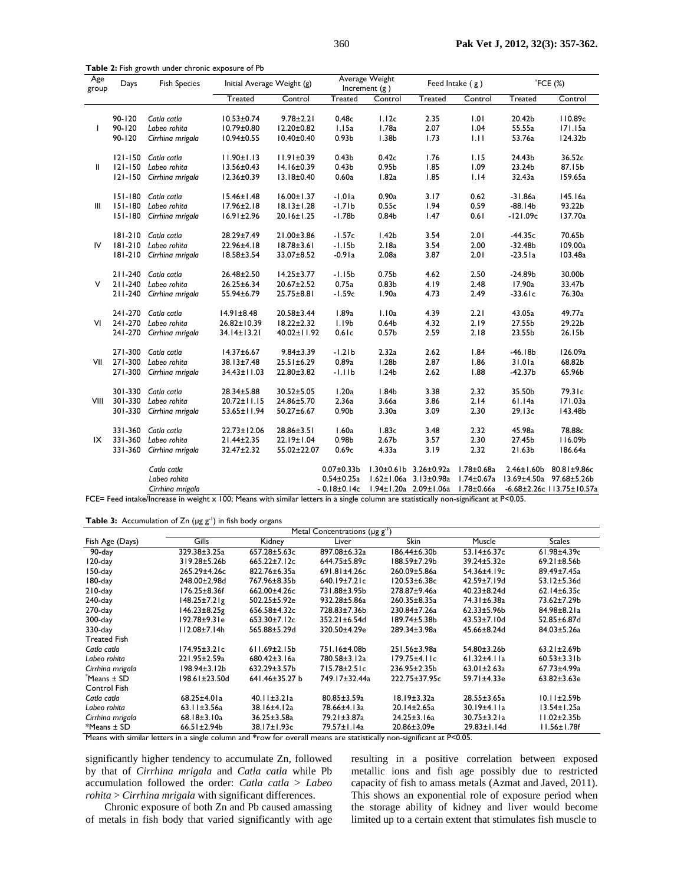**Table 2:** Fish growth under chronic exposure of Pb

| Age group | Days | Fish Species | Initial Average Weight (g) | | Average Weight Increment (g) | | Feed Intake (g) | | *FCE (%) | |
|---|---|---|---|---|---|---|---|---|---|---|
| | | | Treated | Control | Treated | Control | Treated | Control | Treated | Control |
| I | 90-120 | *Catla catla* | 10.53±0.74 | 9.78±2.21 | 0.48c | 1.12c | 2.35 | 1.01 | 20.42b | 110.89c |
| | 90-120 | *Labeo rohita* | 10.79±0.80 | 12.20±0.82 | 1.15a | 1.78a | 2.07 | 1.04 | 55.55a | 171.15a |
| | 90-120 | *Cirrhina mrigala* | 10.94±0.55 | 10.40±0.40 | 0.93b | 1.38b | 1.73 | 1.11 | 53.76a | 124.32b |
| II | 121-150 | *Catla catla* | 11.90±1.13 | 11.91±0.39 | 0.43b | 0.42c | 1.76 | 1.15 | 24.43b | 36.52c |
| | 121-150 | *Labeo rohita* | 13.56±0.43 | 14.16±0.39 | 0.43b | 0.95b | 1.85 | 1.09 | 23.24b | 87.15b |
| | 121-150 | *Cirrhina mrigala* | 12.36±0.39 | 13.18±0.40 | 0.60a | 1.82a | 1.85 | 1.14 | 32.43a | 159.65a |
| III | 151-180 | *Catla catla* | 15.46±1.48 | 16.00±1.37 | -1.01a | 0.90a | 3.17 | 0.62 | -31.86a | 145.16a |
| | 151-180 | *Labeo rohita* | 17.96±2.18 | 18.13±1.28 | -1.71b | 0.55c | 1.94 | 0.59 | -88.14b | 93.22b |
| | 151-180 | *Cirrhina mrigala* | 16.91±2.96 | 20.16±1.25 | -1.78b | 0.84b | 1.47 | 0.61 | -121.09c | 137.70a |
| IV | 181-210 | *Catla catla* | 28.29±7.49 | 21.00±3.86 | -1.57c | 1.42b | 3.54 | 2.01 | -44.35c | 70.65b |
| | 181-210 | *Labeo rohita* | 22.96±4.18 | 18.78±3.61 | -1.15b | 2.18a | 3.54 | 2.00 | -32.48b | 109.00a |
| | 181-210 | *Cirrhina mrigala* | 18.58±3.54 | 33.07±8.52 | -0.91a | 2.08a | 3.87 | 2.01 | -23.51a | 103.48a |
| V | 211-240 | *Catla catla* | 26.48±2.50 | 14.25±3.77 | -1.15b | 0.75b | 4.62 | 2.50 | -24.89b | 30.00b |
| | 211-240 | *Labeo rohita* | 26.25±6.34 | 20.67±2.52 | 0.75a | 0.83b | 4.19 | 2.48 | 17.90a | 33.47b |
| | 211-240 | *Cirrhina mrigala* | 55.94±6.79 | 25.75±8.81 | -1.59c | 1.90a | 4.73 | 2.49 | -33.61c | 76.30a |
| VI | 241-270 | *Catla catla* | 14.91±8.48 | 20.58±3.44 | 1.89a | 1.10a | 4.39 | 2.21 | 43.05a | 49.77a |
| | 241-270 | *Labeo rohita* | 26.82±10.39 | 18.22±2.32 | 1.19b | 0.64b | 4.32 | 2.19 | 27.55b | 29.22b |
| | 241-270 | *Cirrhina mrigala* | 34.14±13.21 | 40.02±11.92 | 0.61c | 0.57b | 2.59 | 2.18 | 23.55b | 26.15b |
| VII | 271-300 | *Catla catla* | 14.37±6.67 | 9.84±3.39 | -1.21b | 2.32a | 2.62 | 1.84 | -46.18b | 126.09a |
| | 271-300 | *Labeo rohita* | 38.13±7.48 | 25.51±6.29 | 0.89a | 1.28b | 2.87 | 1.86 | 31.01a | 68.82b |
| | 271-300 | *Cirrhina mrigala* | 34.43±11.03 | 22.80±3.82 | -1.11b | 1.24b | 2.62 | 1.88 | -42.37b | 65.96b |
| VIII | 301-330 | *Catla catla* | 28.34±5.88 | 30.52±5.05 | 1.20a | 1.84b | 3.38 | 2.32 | 35.50b | 79.31c |
| | 301-330 | *Labeo rohita* | 20.72±11.15 | 24.86±5.70 | 2.36a | 3.66a | 3.86 | 2.14 | 61.14a | 171.03a |
| | 301-330 | *Cirrhina mrigala* | 53.65±11.94 | 50.27±6.67 | 0.90b | 3.30a | 3.09 | 2.30 | 29.13c | 143.48b |
| IX | 331-360 | *Catla catla* | 22.73±12.06 | 28.86±3.51 | 1.60a | 1.83c | 3.48 | 2.32 | 45.98a | 78.88c |
| | 331-360 | *Labeo rohita* | 21.44±2.35 | 22.19±1.04 | 0.98b | 2.67b | 3.57 | 2.30 | 27.45b | 116.09b |
| | 331-360 | *Cirrhina mrigala* | 32.47±2.32 | 55.02±22.07 | 0.69c | 4.33a | 3.19 | 2.32 | 21.63b | 186.64a |
| | | *Catla catla* | | | 0.07±0.33b | 1.30±0.61b | 3.26±0.92a | 1.78±0.68a | 2.46±1.60b | 80.81±9.86c |
| | | *Labeo rohita* | | | 0.54±0.25a | 1.62±1.06a | 3.13±0.98a | 1.74±0.67a | 13.69±4.50a | 97.68±5.26b |
| | | *Cirrhina mrigala* | | | - 0.18±0.14c | 1.94±1.20a | 2.09±1.06a | 1.78±0.66a | -6.68±2.26c | 113.75±10.57a |

FCE= Feed intake/Increase in weight x 100; Means with similar letters in a single column are statistically non-significant at P<0.05.

**Table 3:** Accumulation of Zn (µg g$^{-1}$) in fish body organs

| Fish Age (Days) | Metal Concentrations (µg g$^{-1}$) | | | | | |
|---|---|---|---|---|---|---|
| | Gills | Kidney | Liver | Skin | Muscle | Scales |
| 90-day | 329.38±3.25a | 657.28±5.63c | 897.08±6.32a | 186.44±6.30b | 53.14±6.37c | 61.98±4.39c |
| 120-day | 319.28±5.26b | 665.22±7.12c | 644.75±5.89c | 188.59±7.29b | 39.24±5.32e | 69.21±8.56b |
| 150-day | 265.29±4.26c | 822.76±6.35a | 691.81±4.26c | 260.09±5.86a | 54.36±4.19c | 89.49±7.45a |
| 180-day | 248.00±2.98d | 767.96±8.35b | 640.19±7.21c | 120.53±6.38c | 42.59±7.19d | 53.12±5.36d |
| 210-day | 176.25±8.36f | 662.00±4.26c | 731.88±3.95b | 278.87±9.46a | 40.23±8.24d | 62.14±6.35c |
| 240-day | 148.25±7.21g | 502.25±5.92e | 932.28±5.86a | 260.35±8.35a | 74.31±6.38a | 73.62±7.29b |
| 270-day | 146.23±8.25g | 656.58±4.32c | 728.83±7.36b | 230.84±7.26a | 62.33±5.96b | 84.98±8.21a |
| 300-day | 192.78±9.31e | 653.30±7.12c | 352.21±6.54d | 189.74±5.38b | 43.53±7.10d | 52.85±6.87d |
| 330-day | 112.08±7.14h | 565.88±5.29d | 320.50±4.29e | 289.34±3.98a | 45.66±8.24d | 84.03±5.26a |
| Treated Fish | | | | | | |
| *Catla catla* | 174.95±3.21c | 611.69±2.15b | 751.16±4.08b | 251.56±3.98a | 54.80±3.26b | 63.21±2.69b |
| *Labeo rohita* | 221.95±2.59a | 680.42±3.16a | 780.58±3.12a | 179.75±4.11c | 61.32±4.11a | 60.53±3.31b |
| *Cirrhina mrigala* | 198.94±3.12b | 632.29±3.57b | 715.78±2.51c | 236.95±2.35b | 63.01±2.63a | 67.73±4.99a |
| *Means ± SD | 198.61±23.50d | 641.46±35.27 b | 749.17±32.44a | 222.75±37.95c | 59.71±4.33e | 63.82±3.63e |
| Control Fish | | | | | | |
| *Catla catla* | 68.25±4.01a | 40.11±3.21a | 80.85±3.59a | 18.19±3.32a | 28.55±3.65a | 10.11±2.59b |
| *Labeo rohita* | 63.11±3.56a | 38.16±4.12a | 78.66±4.13a | 20.14±2.65a | 30.19±4.11a | 13.54±1.25a |
| *Cirrhina mrigala* | 68.18±3.10a | 36.25±3.58a | 79.21±3.87a | 24.25±3.16a | 30.75±3.21a | 11.02±2.35b |
| *Means ± SD | 66.51±2.94b | 38.17±1.93c | 79.57±1.14a | 20.86±3.09e | 29.83±1.14d | 11.56±1.78f |

Means with similar letters in a single column and *row for overall means are statistically non-significant at P<0.05.

significantly higher tendency to accumulate Zn, followed by that of *Cirrhina mrigala* and *Catla catla* while Pb accumulation followed the order: *Catla catla* > *Labeo rohita* > *Cirrhina mrigala* with significant differences.

Chronic exposure of both Zn and Pb caused amassing of metals in fish body that varied significantly with age resulting in a positive correlation between exposed metallic ions and fish age possibly due to restricted capacity of fish to amass metals (Azmat and Javed, 2011). This shows an exponential role of exposure period when the storage ability of kidney and liver would become limited up to a certain extent that stimulates fish muscle to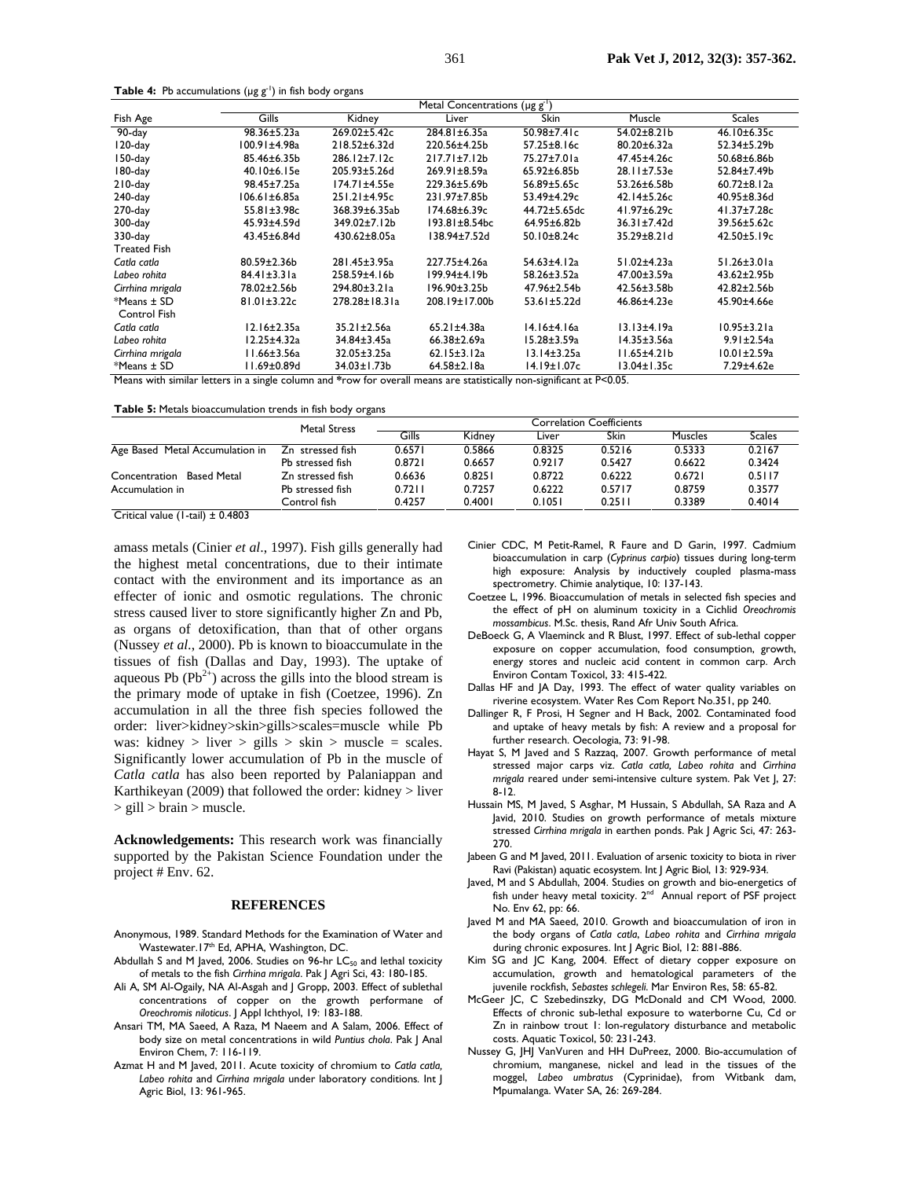**Table 4:** Pb accumulations (μg g$^{-1}$) in fish body organs

| Fish Age | Metal Concentrations (μg g$^{-1}$) | | | | | |
|---|---|---|---|---|---|---|
| | Gills | Kidney | Liver | Skin | Muscle | Scales |
| 90-day | 98.36±5.23a | 269.02±5.42c | 284.81±6.35a | 50.98±7.41c | 54.02±8.21b | 46.10±6.35c |
| 120-day | 100.91±4.98a | 218.52±6.32d | 220.56±4.25b | 57.25±8.16c | 80.20±6.32a | 52.34±5.29b |
| 150-day | 85.46±6.35b | 286.12±7.12c | 217.71±7.12b | 75.27±7.01a | 47.45±4.26c | 50.68±6.86b |
| 180-day | 40.10±6.15e | 205.93±5.26d | 269.91±8.59a | 65.92±6.85b | 28.11±7.53e | 52.84±7.49b |
| 210-day | 98.45±7.25a | 174.71±4.55e | 229.36±5.69b | 56.89±5.65c | 53.26±6.58b | 60.72±8.12a |
| 240-day | 106.61±6.85a | 251.21±4.95c | 231.97±7.85b | 53.49±4.29c | 42.14±5.26c | 40.95±8.36d |
| 270-day | 55.81±3.98c | 368.39±6.35ab | 174.68±6.39c | 44.72±5.65dc | 41.97±6.29c | 41.37±7.28c |
| 300-day | 45.93±4.59d | 349.02±7.12b | 193.81±8.54bc | 64.95±6.82b | 36.31±7.42d | 39.56±5.62c |
| 330-day | 43.45±6.84d | 430.62±8.05a | 138.94±7.52d | 50.10±8.24c | 35.29±8.21d | 42.50±5.19c |
| Treated Fish | | | | | | |
| *Catla catla* | 80.59±2.36b | 281.45±3.95a | 227.75±4.26a | 54.63±4.12a | 51.02±4.23a | 51.26±3.01a |
| *Labeo rohita* | 84.41±3.31a | 258.59±4.16b | 199.94±4.19b | 58.26±3.52a | 47.00±3.59a | 43.62±2.95b |
| *Cirrhina mrigala* | 78.02±2.56b | 294.80±3.21a | 196.90±3.25b | 47.96±2.54b | 42.56±3.58b | 42.82±2.56b |
| *Means ± SD | 81.01±3.22c | 278.28±18.31a | 208.19±17.00b | 53.61±5.22d | 46.86±4.23e | 45.90±4.66e |
| Control Fish | | | | | | |
| *Catla catla* | 12.16±2.35a | 35.21±2.56a | 65.21±4.38a | 14.16±4.16a | 13.13±4.19a | 10.95±3.21a |
| *Labeo rohita* | 12.25±4.32a | 34.84±3.45a | 66.38±2.69a | 15.28±3.59a | 14.35±3.56a | 9.91±2.54a |
| *Cirrhina mrigala* | 11.66±3.56a | 32.05±3.25a | 62.15±3.12a | 13.14±3.25a | 11.65±4.21b | 10.01±2.59a |
| *Means ± SD | 11.69±0.89d | 34.03±1.73b | 64.58±2.18a | 14.19±1.07c | 13.04±1.35c | 7.29±4.62e |

Means with similar letters in a single column and *row for overall means are statistically non-significant at P<0.05.

**Table 5:** Metals bioaccumulation trends in fish body organs

| | Metal Stress | Correlation Coefficients | | | | | |
|---|---|---|---|---|---|---|---|
| | | Gills | Kidney | Liver | Skin | Muscles | Scales |
| Age Based Metal Accumulation in | Zn stressed fish | 0.6571 | 0.5866 | 0.8325 | 0.5216 | 0.5333 | 0.2167 |
| | Pb stressed fish | 0.8721 | 0.6657 | 0.9217 | 0.5427 | 0.6622 | 0.3424 |
| Concentration Based Metal | Zn stressed fish | 0.6636 | 0.8251 | 0.8722 | 0.6222 | 0.6721 | 0.5117 |
| Accumulation in | Pb stressed fish | 0.7211 | 0.7257 | 0.6222 | 0.5717 | 0.8759 | 0.3577 |
| | Control fish | 0.4257 | 0.4001 | 0.1051 | 0.2511 | 0.3389 | 0.4014 |

Critical value (1-tail) ± 0.4803

amass metals (Cinier *et al*., 1997). Fish gills generally had the highest metal concentrations, due to their intimate contact with the environment and its importance as an effecter of ionic and osmotic regulations. The chronic stress caused liver to store significantly higher Zn and Pb, as organs of detoxification, than that of other organs (Nussey *et al*., 2000). Pb is known to bioaccumulate in the tissues of fish (Dallas and Day, 1993). The uptake of aqueous Pb ($Pb^{2+}$) across the gills into the blood stream is the primary mode of uptake in fish (Coetzee, 1996). Zn accumulation in all the three fish species followed the order: liver>kidney>skin>gills>scales=muscle while Pb was: kidney > liver > gills > skin > muscle = scales. Significantly lower accumulation of Pb in the muscle of *Catla catla* has also been reported by Palaniappan and Karthikeyan (2009) that followed the order: kidney > liver > gill > brain > muscle.

**Acknowledgements:** This research work was financially supported by the Pakistan Science Foundation under the project # Env. 62.

## REFERENCES

Anonymous, 1989. Standard Methods for the Examination of Water and Wastewater.17th Ed, APHA, Washington, DC.

Abdullah S and M Javed, 2006. Studies on 96-hr $LC_{50}$ and lethal toxicity of metals to the fish *Cirrhina mrigala*. Pak J Agri Sci, 43: 180-185.

Ali A, SM Al-Ogaily, NA Al-Asgah and J Gropp, 2003. Effect of sublethal concentrations of copper on the growth performane of *Oreochromis niloticus*. J Appl Ichthyol, 19: 183-188.

Ansari TM, MA Saeed, A Raza, M Naeem and A Salam, 2006. Effect of body size on metal concentrations in wild *Puntius chola*. Pak J Anal Environ Chem, 7: 116-119.

Azmat H and M Javed, 2011. Acute toxicity of chromium to *Catla catla, Labeo rohita* and *Cirrhina mrigala* under laboratory conditions. Int J Agric Biol, 13: 961-965.

Cinier CDC, M Petit-Ramel, R Faure and D Garin, 1997. Cadmium bioaccumulation in carp (*Cyprinus carpio*) tissues during long-term high exposure: Analysis by inductively coupled plasma-mass spectrometry. Chimie analytique, 10: 137-143.

Coetzee L, 1996. Bioaccumulation of metals in selected fish species and the effect of pH on aluminum toxicity in a Cichlid *Oreochromis mossambicus*. M.Sc. thesis, Rand Afr Univ South Africa.

DeBoeck G, A Vlaeminck and R Blust, 1997. Effect of sub-lethal copper exposure on copper accumulation, food consumption, growth, energy stores and nucleic acid content in common carp. Arch Environ Contam Toxicol, 33: 415-422.

Dallas HF and JA Day, 1993. The effect of water quality variables on riverine ecosystem. Water Res Com Report No.351, pp 240.

Dallinger R, F Prosi, H Segner and H Back, 2002. Contaminated food and uptake of heavy metals by fish: A review and a proposal for further research. Oecologia, 73: 91-98.

Hayat S, M Javed and S Razzaq, 2007. Growth performance of metal stressed major carps viz. *Catla catla, Labeo rohita* and *Cirrhina mrigala* reared under semi-intensive culture system. Pak Vet J, 27: 8-12.

Hussain MS, M Javed, S Asghar, M Hussain, S Abdullah, SA Raza and A Javid, 2010. Studies on growth performance of metals mixture stressed *Cirrhina mrigala* in earthen ponds. Pak J Agric Sci, 47: 263-270.

Jabeen G and M Javed, 2011. Evaluation of arsenic toxicity to biota in river Ravi (Pakistan) aquatic ecosystem. Int J Agric Biol, 13: 929-934.

Javed, M and S Abdullah, 2004. Studies on growth and bio-energetics of fish under heavy metal toxicity. 2nd Annual report of PSF project No. Env 62, pp: 66.

Javed M and MA Saeed, 2010. Growth and bioaccumulation of iron in the body organs of *Catla catla, Labeo rohita* and *Cirrhina mrigala* during chronic exposures. Int J Agric Biol, 12: 881-886.

Kim SG and JC Kang, 2004. Effect of dietary copper exposure on accumulation, growth and hematological parameters of the juvenile rockfish, *Sebastes schlegeli*. Mar Environ Res, 58: 65-82.

McGeer JC, C Szebedinszky, DG McDonald and CM Wood, 2000. Effects of chronic sub-lethal exposure to waterborne Cu, Cd or Zn in rainbow trout 1: Ion-regulatory disturbance and metabolic costs. Aquatic Toxicol, 50: 231-243.

Nussey G, JHJ VanVuren and HH DuPreez, 2000. Bio-accumulation of chromium, manganese, nickel and lead in the tissues of the moggel, *Labeo umbratus* (Cyprinidae), from Witbank dam, Mpumalanga. Water SA, 26: 269-284.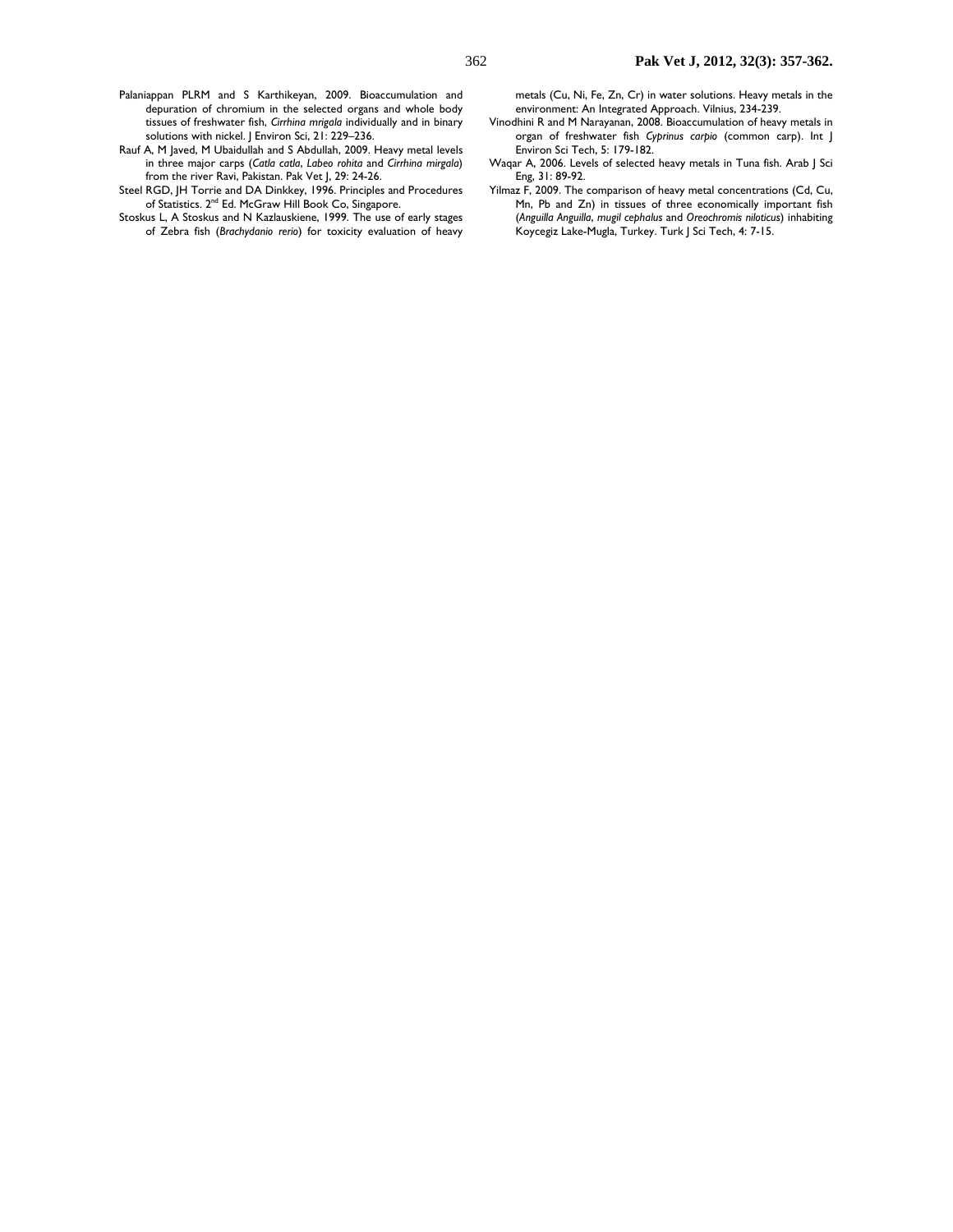Palaniappan PLRM and S Karthikeyan, 2009. Bioaccumulation and depuration of chromium in the selected organs and whole body tissues of freshwater fish, *Cirrhina mrigala* individually and in binary solutions with nickel. J Environ Sci, 21: 229–236.

Rauf A, M Javed, M Ubaidullah and S Abdullah, 2009. Heavy metal levels in three major carps (*Catla catla*, *Labeo rohita* and *Cirrhina mirgala*) from the river Ravi, Pakistan. Pak Vet J, 29: 24-26.

Steel RGD, JH Torrie and DA Dinkkey, 1996. Principles and Procedures of Statistics. 2nd Ed. McGraw Hill Book Co, Singapore.

Stoskus L, A Stoskus and N Kazlauskiene, 1999. The use of early stages of Zebra fish (*Brachydanio rerio*) for toxicity evaluation of heavy metals (Cu, Ni, Fe, Zn, Cr) in water solutions. Heavy metals in the environment: An Integrated Approach. Vilnius, 234-239.

Vinodhini R and M Narayanan, 2008. Bioaccumulation of heavy metals in organ of freshwater fish *Cyprinus carpio* (common carp). Int J Environ Sci Tech, 5: 179-182.

Waqar A, 2006. Levels of selected heavy metals in Tuna fish. Arab J Sci Eng, 31: 89-92.

Yilmaz F, 2009. The comparison of heavy metal concentrations (Cd, Cu, Mn, Pb and Zn) in tissues of three economically important fish (*Anguilla Anguilla*, *mugil cephalus* and *Oreochromis niloticus*) inhabiting Koycegiz Lake-Mugla, Turkey. Turk J Sci Tech, 4: 7-15.